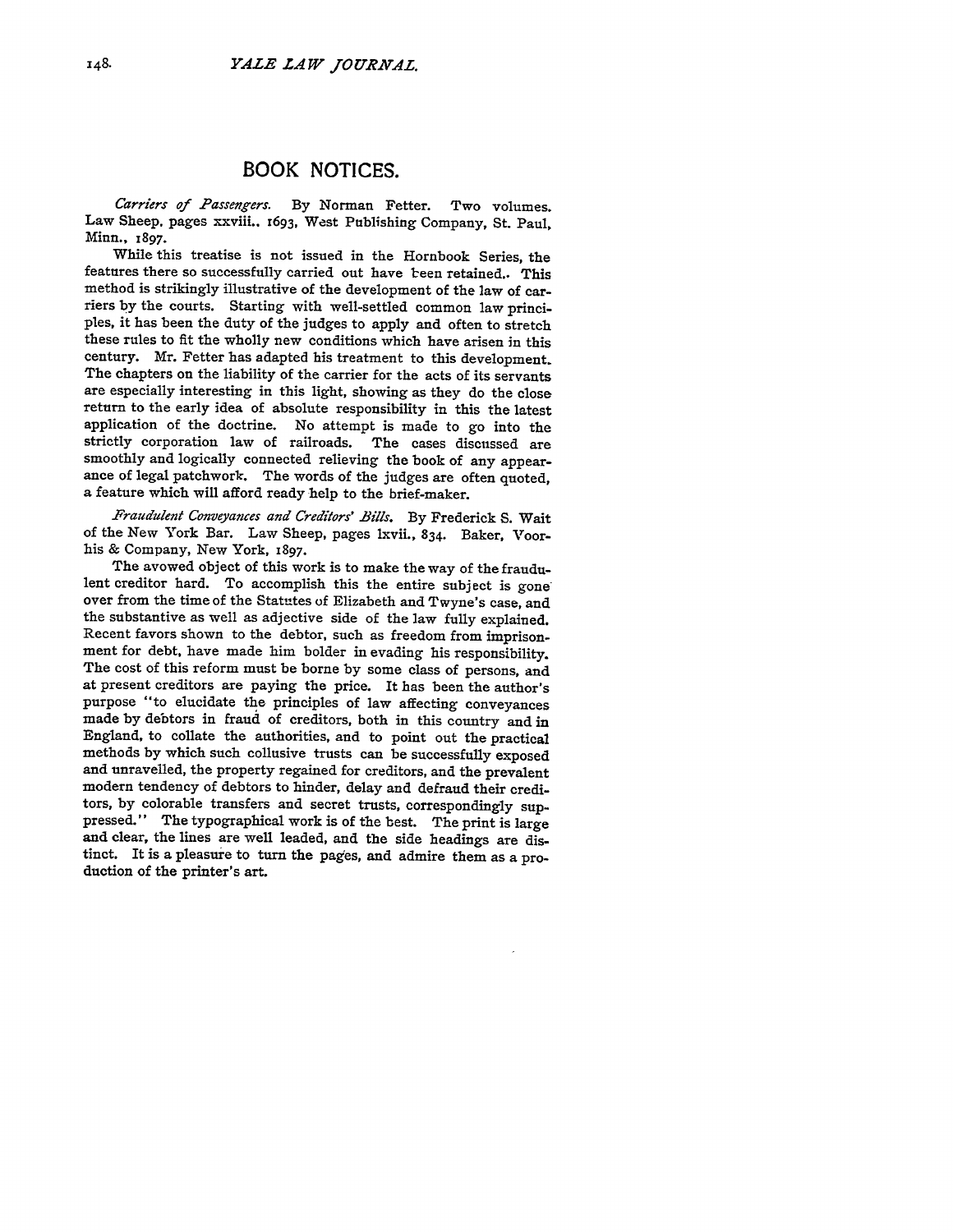## BOOK NOTICES.

*Carriers of Passengers.* By Norman Fetter. Two volumes. Law Sheep, pages xxviii., 1693, West Publishing Company, St. Paul, Minn., 1897.

While this treatise is not issued in the Hornbook Series, the features there so successfully carried out have been retained.. This method is strikingly illustrative of the development of the law of carriers by the courts. Starting with well-settled common law principles, it has been the duty of the judges to apply and often to stretch these rules to fit the wholly new conditions which have arisen in this century. Mr. Fetter has adapted his treatment to this development. The chapters on the liability of the carrier for the acts of its servants are especially interesting in this light, showing as they do the close return to the early idea of absolute responsibility in this the latest application of the doctrine. No attempt is made to go into the strictly corporation law of railroads. The cases discussed are smoothly and logically connected relieving the book of any appearance of legal patchwork. The words of the judges are often quoted, a feature which will afford ready help to the brief-maker.

*Fraudulent Conveyances and Creditors' Bills.* By Frederick S. Wait of the New York Bar. Law Sheep, pages lxvii., 834. Baker, Voorhis & Company, New York, 1897.

The avowed object of this work is to make the way of the fraudulent creditor hard. To accomplish this the entire subject is gone over from the time of the Statutes of Elizabeth and Twyne's case, and the substantive as well as adjective side of the law fully explained. Recent favors shown to the debtor, such as freedom from imprisonment for debt, have made him bolder in evading his responsibility. The cost of this reform must be borne by some class of persons, and at present creditors are paying the price. It has been the author's purpose "to elucidate the principles of law affecting conveyances made by debtors in fraud of creditors, both in this country and in England, to collate the authorities, and to point out the practical methods by which such collusive trusts can be successfully exposed and unravelled, the property regained for creditors, and the prevalent modern tendency of debtors to hinder, delay and defraud their creditors, by colorable transfers and secret trusts, correspondingly suppressed." The typographical work is of the best. The print is large and clear, the lines are well leaded, and the side headings are distinct. It is a pleasure to turn the pages, and admire them as a production of the printer's art.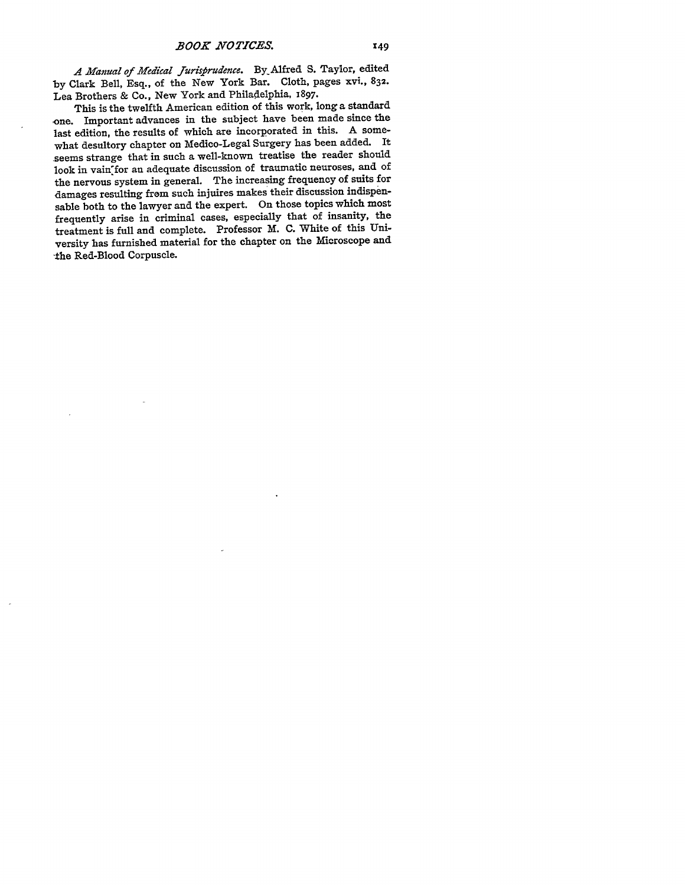*A Manual of Medical Jurisprudence.* By Alfred S. Taylor, edited by Clark Bell, Esq., of the New York Bar. Cloth, pages xvi., 832. Lea Brothers & Co., New York and Philadelphia, 1897.

This is the twelfth American edition of this work, long a standard one. Important advances in the subject have been made since the last edition, the results of which are incorporated in this. A somewhat desultory chapter on Medico-Legal Surgery has been added. It seems strange that in such a well-known treatise the reader should look in vain for an adequate discussion of traumatic neuroses, and of the nervous system in general. The increasing frequency of suits for damages resulting from such injuires makes their discussion indispensable both to the lawyer and the expert. On those topics which most frequently arise in criminal cases, especially that of insanity, the treatment is full and complete. Professor M. C. White of this University has furnished material for the chapter on the Microscope and the Red-Blood Corpuscle.